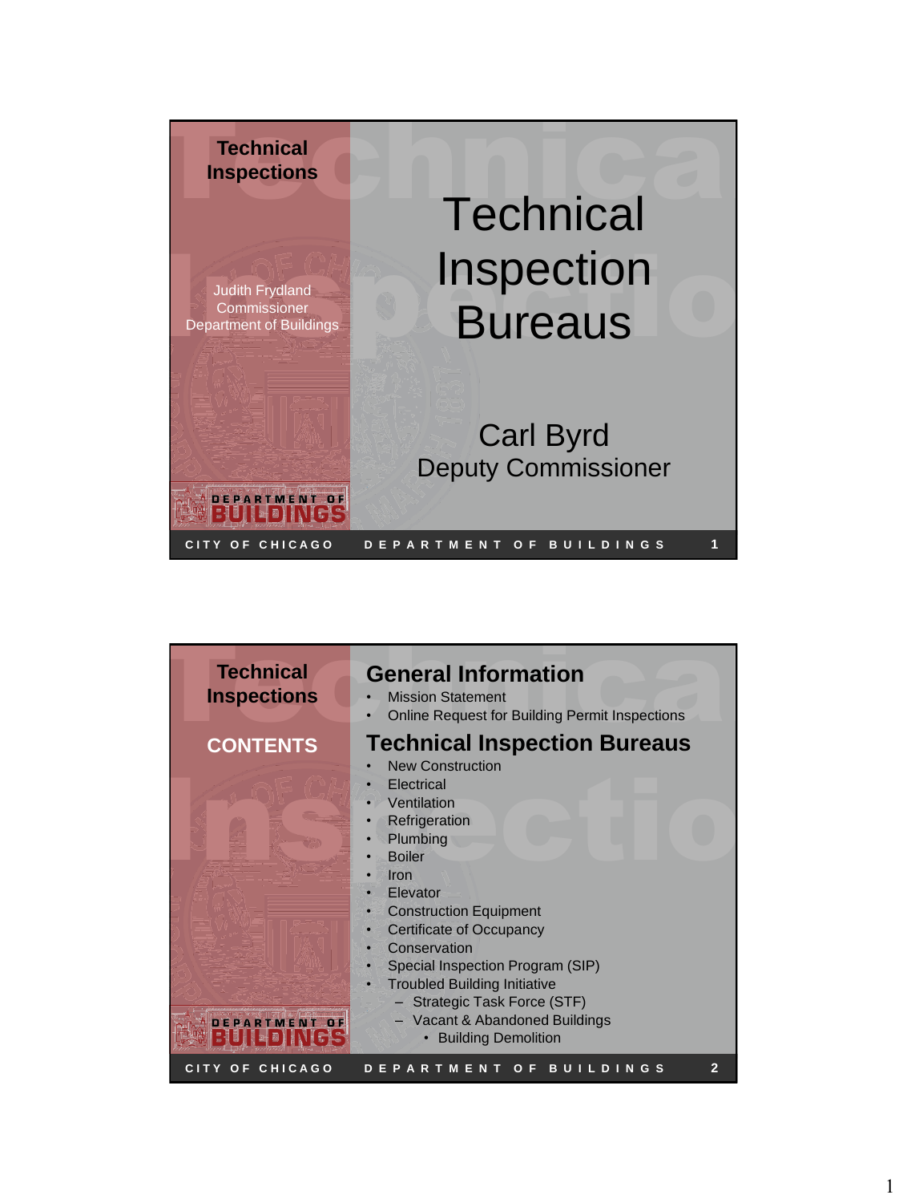## Technical Inspections

Judith Frydland
Commissioner
Department of Buildings

# Technical Inspection Bureaus

Carl Byrd
Deputy Commissioner

---

## Technical Inspections

### CONTENTS

## General Information

- Mission Statement
- Online Request for Building Permit Inspections

## Technical Inspection Bureaus

- New Construction
- Electrical
- Ventilation
- Refrigeration
- Plumbing
- Boiler
- Iron
- Elevator
- Construction Equipment
- Certificate of Occupancy
- Conservation
- Special Inspection Program (SIP)
- Troubled Building Initiative
  - Strategic Task Force (STF)
  - Vacant & Abandoned Buildings
    - Building Demolition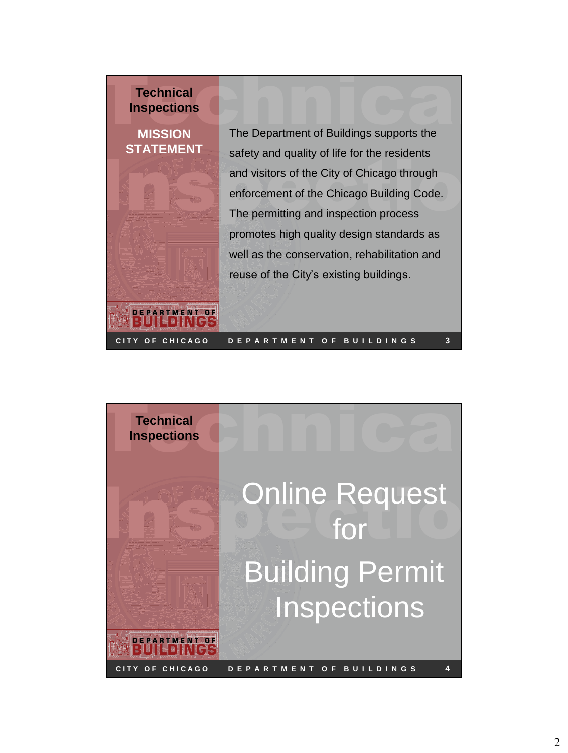## Technical Inspections

### MISSION STATEMENT

The Department of Buildings supports the safety and quality of life for the residents and visitors of the City of Chicago through enforcement of the Chicago Building Code. The permitting and inspection process promotes high quality design standards as well as the conservation, rehabilitation and reuse of the City's existing buildings.

CITY OF CHICAGO DEPARTMENT OF BUILDINGS

## Technical Inspections

# Online Request for Building Permit Inspections

CITY OF CHICAGO DEPARTMENT OF BUILDINGS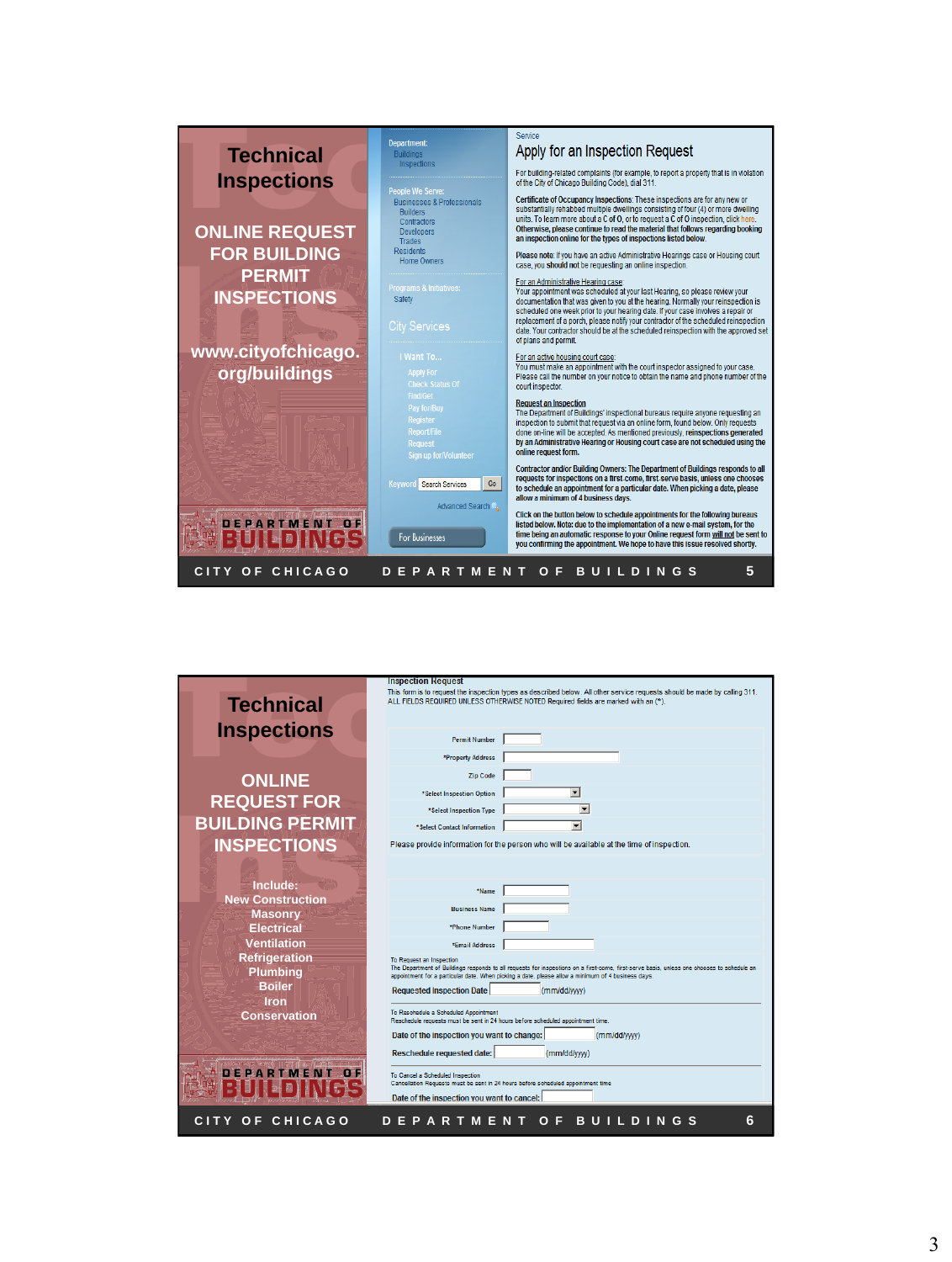# Technical Inspections

## ONLINE REQUEST FOR BUILDING PERMIT INSPECTIONS

www.cityofchicago.org/buildings

Department:
Buildings
Inspections

People We Serve:
Businesses & Professionals
Builders
Contractors
Developers
Trades
Residents
Home Owners

Programs & Initiatives:
Safety

City Services

I Want To...
Apply For
Check Status Of
Find/Get
Pay for/Buy
Register
Report/File
Request
Sign up for/Volunteer

Keyword: Search Services Go

Advanced Search

For Businesses

Service

### Apply for an Inspection Request

For building-related complaints (for example, to report a property that is in violation of the City of Chicago Building Code), dial 311.

**Certificate of Occupancy Inspections**: These inspections are for any new or substantially rehabbed multiple dwellings consisting of four (4) or more dwelling units. To learn more about a C of O, or to request a C of O inspection, click here. Otherwise, please continue to read the material that follows regarding booking an inspection online for the types of inspections listed below.

Please note: If you have an active Administrative Hearings case or Housing court case, you should not be requesting an online inspection.

For an Administrative Hearing case:
Your appointment was scheduled at your last Hearing, so please review your documentation that was given to you at the hearing. Normally your reinspection is scheduled one week prior to your hearing date. If your case involves a repair or replacement of a porch, please notify your contractor of the scheduled reinspection date. Your contractor should be at the scheduled reinspection with the approved set of plans and permit.

For an active housing court case:
You must make an appointment with the court inspector assigned to your case. Please call the number on your notice to obtain the name and phone number of the court inspector.

Request an Inspection
The Department of Buildings' inspectional bureaus require anyone requesting an inspection to submit that request via an online form, found below. Only requests done on-line will be accepted. As mentioned previously, **reinspections generated by an Administrative Hearing or Housing court case are not scheduled using the online request form.**

**Contractor and/or Building Owners: The Department of Buildings responds to all requests for inspections on a first-come, first serve basis, unless one chooses to schedule an appointment for a particular date. When picking a date, please allow a minimum of 4 business days.**

Click on the button below to schedule appointments for the following bureaus listed below. Note: due to the implementation of a new e-mail system, for the time being an automatic response to your Online request form will not be sent to you confirming the appointment. We hope to have this issue resolved shortly.

CITY OF CHICAGO DEPARTMENT OF BUILDINGS

---

# Technical Inspections

## ONLINE REQUEST FOR BUILDING PERMIT INSPECTIONS

**Include:**
**New Construction**
**Masonry**
**Electrical**
**Ventilation**
**Refrigeration**
**Plumbing**
**Boiler**
**Iron**
**Conservation**

**Inspection Request**

This form is to request the inspection types as described below. All other service requests should be made by calling 311.
ALL FIELDS REQUIRED UNLESS OTHERWISE NOTED Required fields are marked with an (*).

Permit Number
*Property Address
Zip Code
*Select Inspection Option
*Select Inspection Type
*Select Contact Information

Please provide information for the person who will be available at the time of inspection.

*Name
Business Name
*Phone Number
*Email Address

To Request an Inspection
The Department of Buildings responds to all requests for inspections on a first-come, first-serve basis, unless one chooses to schedule an appointment for a particular date. When picking a date, please allow a minimum of 4 business days.

Requested Inspection Date ______ (mm/dd/yyyy)

To Reschedule a Scheduled Appointment
Reschedule requests must be sent in 24 hours before scheduled appointment time.

Date of the inspection you want to change: ______ (mm/dd/yyyy)

Reschedule requested date: ______ (mm/dd/yyyy)

To Cancel a Scheduled Inspection
Cancellation Requests must be sent in 24 hours before scheduled appointment time

Date of the inspection you want to cancel: ______

CITY OF CHICAGO DEPARTMENT OF BUILDINGS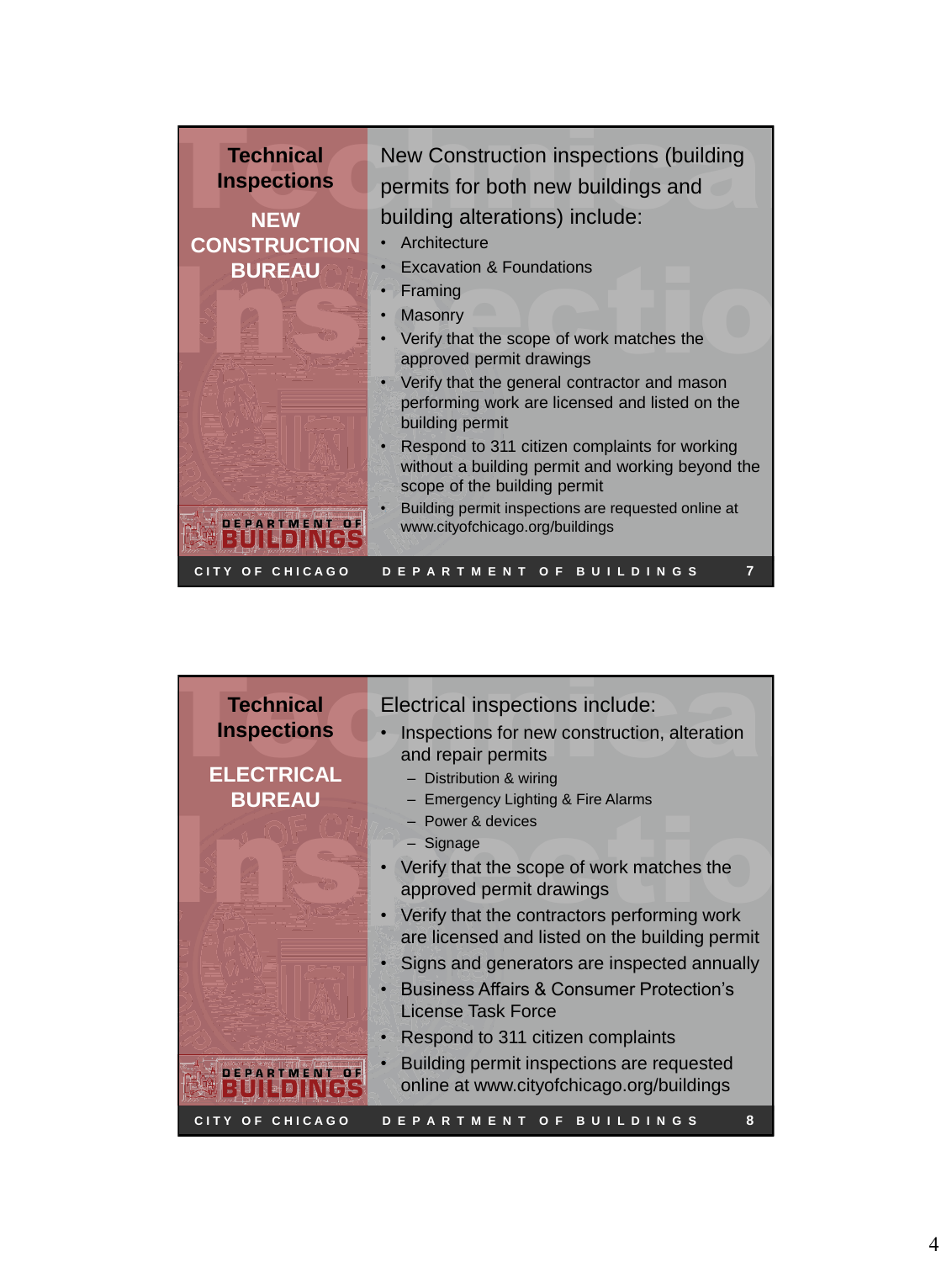## Technical Inspections

### NEW CONSTRUCTION BUREAU

New Construction inspections (building permits for both new buildings and building alterations) include:

- Architecture
- Excavation & Foundations
- Framing
- Masonry
- Verify that the scope of work matches the approved permit drawings
- Verify that the general contractor and mason performing work are licensed and listed on the building permit
- Respond to 311 citizen complaints for working without a building permit and working beyond the scope of the building permit
- Building permit inspections are requested online at www.cityofchicago.org/buildings

DEPARTMENT OF BUILDINGS

CITY OF CHICAGO DEPARTMENT OF BUILDINGS

## Technical Inspections

### ELECTRICAL BUREAU

Electrical inspections include:

- Inspections for new construction, alteration and repair permits
  - Distribution & wiring
  - Emergency Lighting & Fire Alarms
  - Power & devices
  - Signage
- Verify that the scope of work matches the approved permit drawings
- Verify that the contractors performing work are licensed and listed on the building permit
- Signs and generators are inspected annually
- Business Affairs & Consumer Protection's License Task Force
- Respond to 311 citizen complaints
- Building permit inspections are requested online at www.cityofchicago.org/buildings

DEPARTMENT OF BUILDINGS

CITY OF CHICAGO DEPARTMENT OF BUILDINGS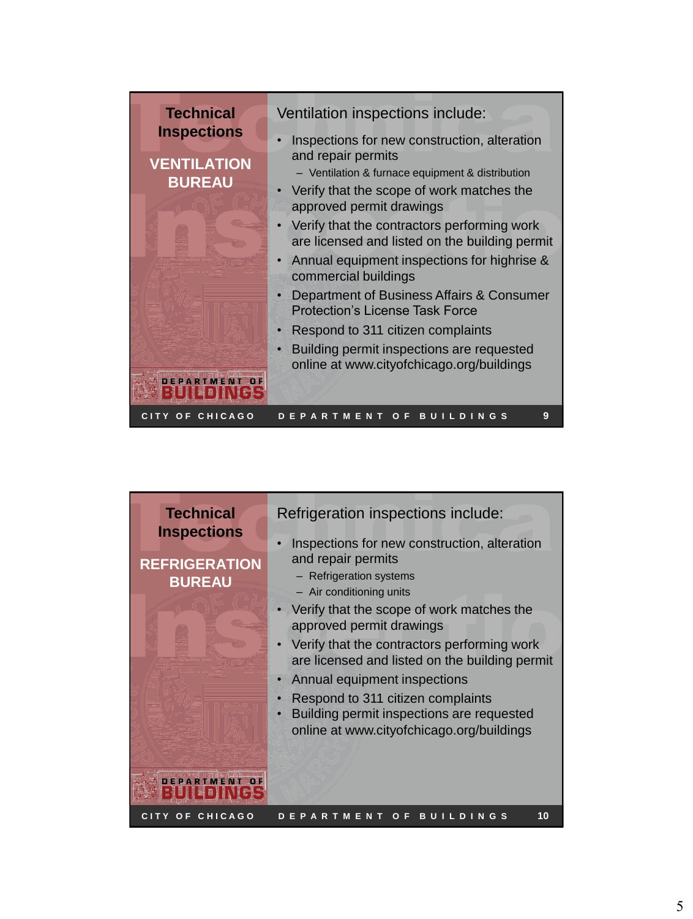## Technical Inspections

### VENTILATION BUREAU

Ventilation inspections include:

- Inspections for new construction, alteration and repair permits
  - Ventilation & furnace equipment & distribution
- Verify that the scope of work matches the approved permit drawings
- Verify that the contractors performing work are licensed and listed on the building permit
- Annual equipment inspections for highrise & commercial buildings
- Department of Business Affairs & Consumer Protection's License Task Force
- Respond to 311 citizen complaints
- Building permit inspections are requested online at www.cityofchicago.org/buildings

CITY OF CHICAGO DEPARTMENT OF BUILDINGS

## Technical Inspections

### REFRIGERATION BUREAU

Refrigeration inspections include:

- Inspections for new construction, alteration and repair permits
  - Refrigeration systems
  - Air conditioning units
- Verify that the scope of work matches the approved permit drawings
- Verify that the contractors performing work are licensed and listed on the building permit
- Annual equipment inspections
- Respond to 311 citizen complaints
- Building permit inspections are requested online at www.cityofchicago.org/buildings

CITY OF CHICAGO DEPARTMENT OF BUILDINGS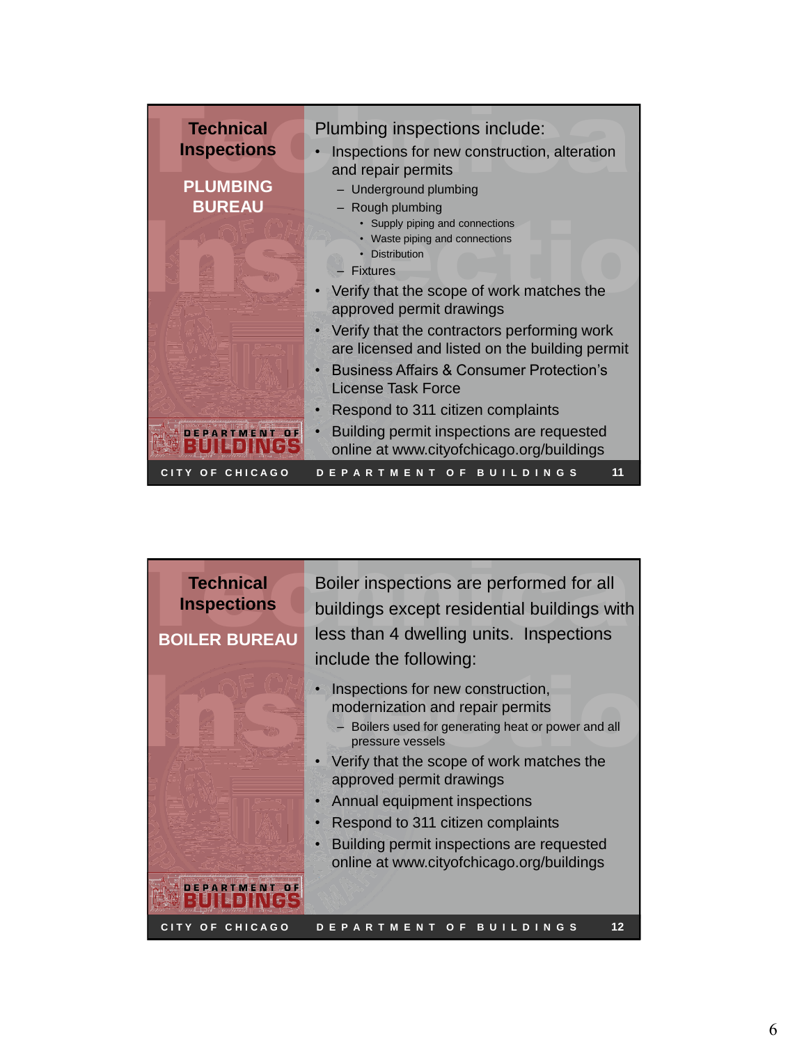## Technical Inspections

### PLUMBING BUREAU

Plumbing inspections include:

- Inspections for new construction, alteration and repair permits
  - Underground plumbing
  - Rough plumbing
    - Supply piping and connections
    - Waste piping and connections
    - Distribution
  - Fixtures
- Verify that the scope of work matches the approved permit drawings
- Verify that the contractors performing work are licensed and listed on the building permit
- Business Affairs & Consumer Protection's License Task Force
- Respond to 311 citizen complaints
- Building permit inspections are requested online at www.cityofchicago.org/buildings

## Technical Inspections

### BOILER BUREAU

Boiler inspections are performed for all buildings except residential buildings with less than 4 dwelling units. Inspections include the following:

- Inspections for new construction, modernization and repair permits
  - Boilers used for generating heat or power and all pressure vessels
- Verify that the scope of work matches the approved permit drawings
- Annual equipment inspections
- Respond to 311 citizen complaints
- Building permit inspections are requested online at www.cityofchicago.org/buildings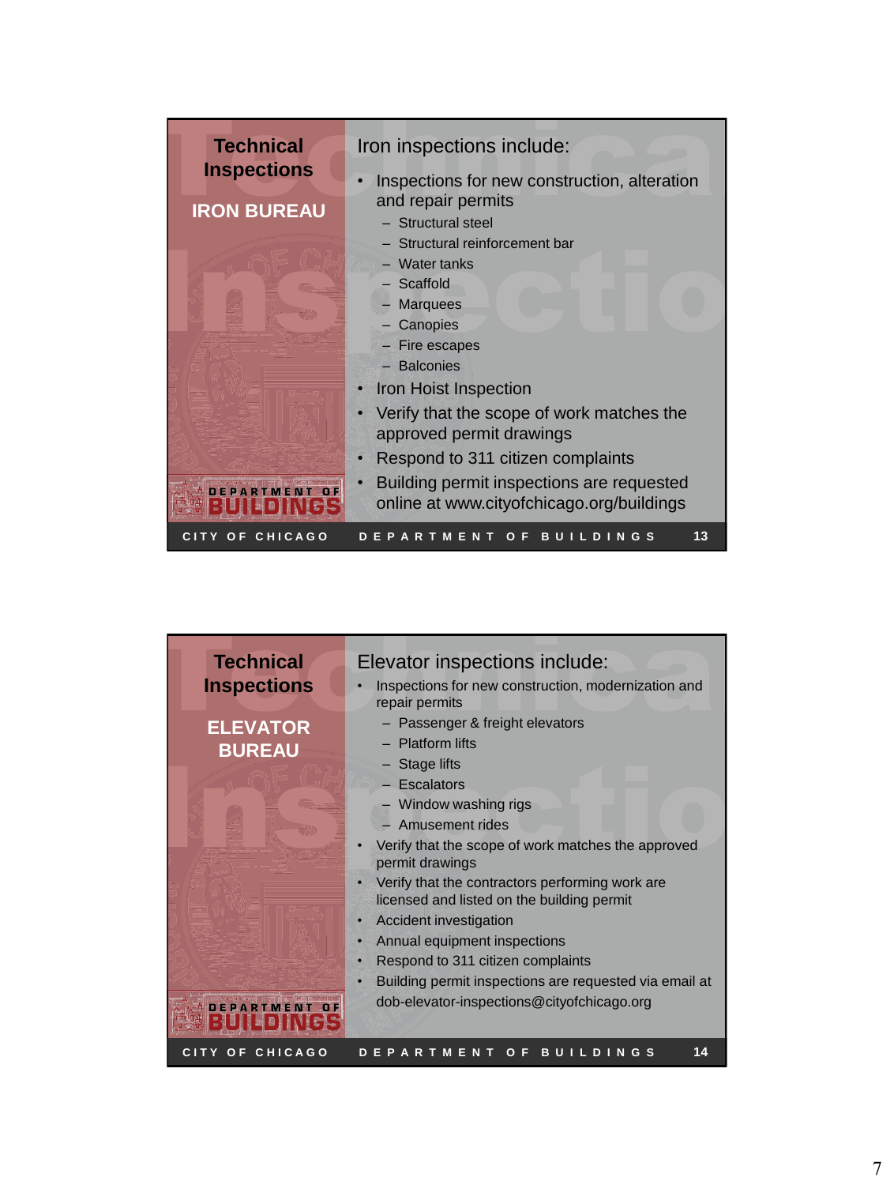## Technical Inspections

### IRON BUREAU

Iron inspections include:

- Inspections for new construction, alteration and repair permits
  - Structural steel
  - Structural reinforcement bar
  - Water tanks
  - Scaffold
  - Marquees
  - Canopies
  - Fire escapes
  - Balconies
- Iron Hoist Inspection
- Verify that the scope of work matches the approved permit drawings
- Respond to 311 citizen complaints
- Building permit inspections are requested online at www.cityofchicago.org/buildings

CITY OF CHICAGO — DEPARTMENT OF BUILDINGS

## Technical Inspections

### ELEVATOR BUREAU

Elevator inspections include:

- Inspections for new construction, modernization and repair permits
  - Passenger & freight elevators
  - Platform lifts
  - Stage lifts
  - Escalators
  - Window washing rigs
  - Amusement rides
- Verify that the scope of work matches the approved permit drawings
- Verify that the contractors performing work are licensed and listed on the building permit
- Accident investigation
- Annual equipment inspections
- Respond to 311 citizen complaints
- Building permit inspections are requested via email at dob-elevator-inspections@cityofchicago.org

CITY OF CHICAGO — DEPARTMENT OF BUILDINGS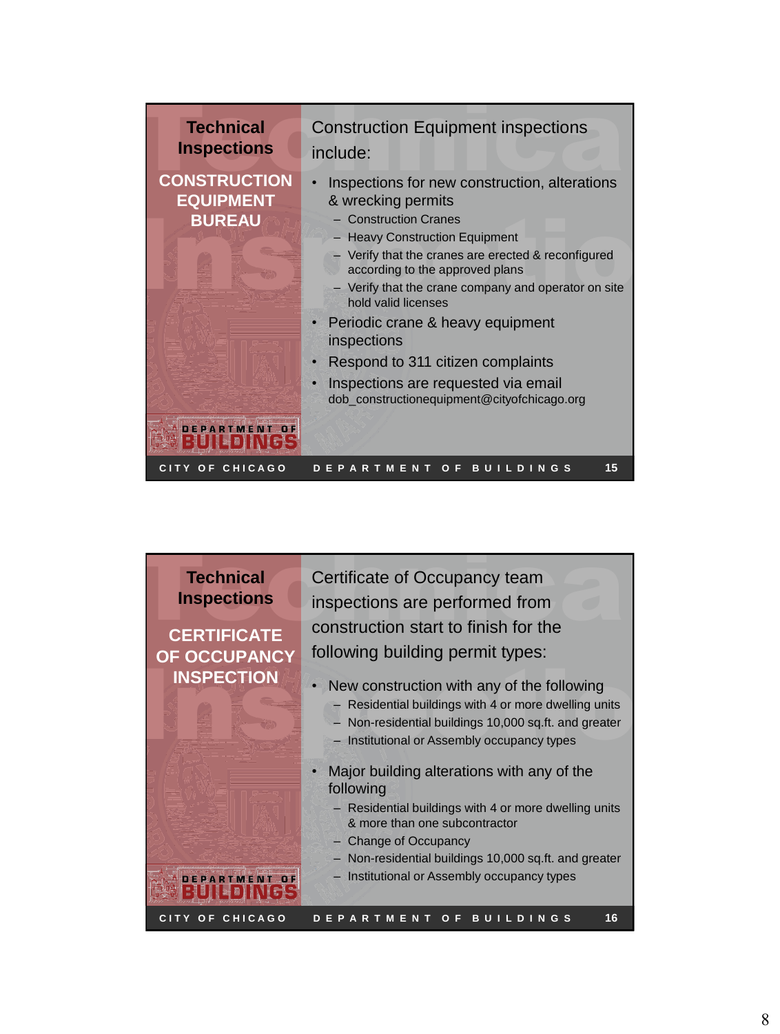## Technical Inspections

### CONSTRUCTION EQUIPMENT BUREAU

Construction Equipment inspections include:

- Inspections for new construction, alterations & wrecking permits
  - Construction Cranes
  - Heavy Construction Equipment
  - Verify that the cranes are erected & reconfigured according to the approved plans
  - Verify that the crane company and operator on site hold valid licenses
- Periodic crane & heavy equipment inspections
- Respond to 311 citizen complaints
- Inspections are requested via email dob_constructionequipment@cityofchicago.org

CITY OF CHICAGO — DEPARTMENT OF BUILDINGS

## Technical Inspections

### CERTIFICATE OF OCCUPANCY INSPECTION

Certificate of Occupancy team inspections are performed from construction start to finish for the following building permit types:

- New construction with any of the following
  - Residential buildings with 4 or more dwelling units
  - Non-residential buildings 10,000 sq.ft. and greater
  - Institutional or Assembly occupancy types
- Major building alterations with any of the following
  - Residential buildings with 4 or more dwelling units & more than one subcontractor
  - Change of Occupancy
  - Non-residential buildings 10,000 sq.ft. and greater
  - Institutional or Assembly occupancy types

CITY OF CHICAGO — DEPARTMENT OF BUILDINGS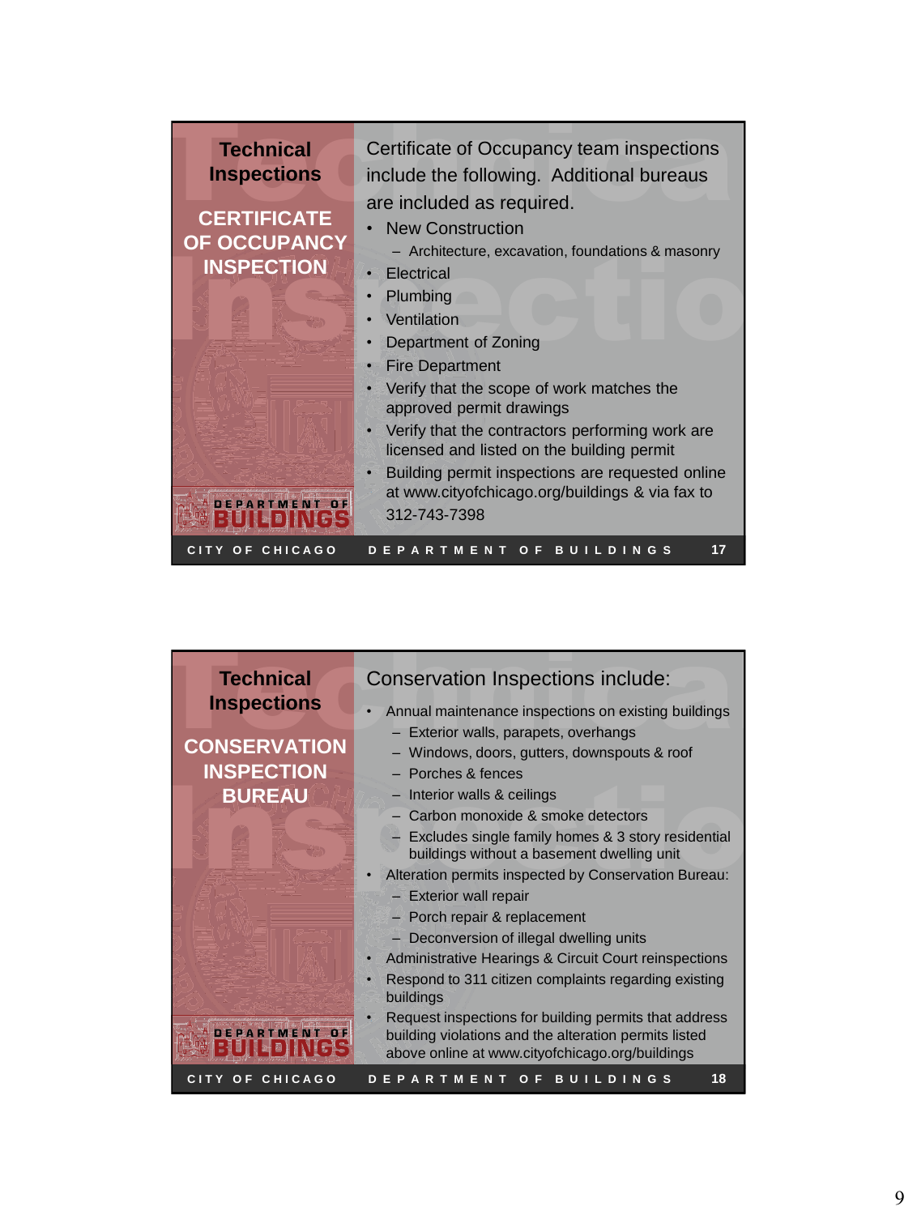## Technical Inspections

### CERTIFICATE OF OCCUPANCY INSPECTION

Certificate of Occupancy team inspections include the following. Additional bureaus are included as required.

- New Construction
  - Architecture, excavation, foundations & masonry
- Electrical
- Plumbing
- Ventilation
- Department of Zoning
- Fire Department
- Verify that the scope of work matches the approved permit drawings
- Verify that the contractors performing work are licensed and listed on the building permit
- Building permit inspections are requested online at www.cityofchicago.org/buildings & via fax to 312-743-7398

DEPARTMENT OF BUILDINGS

CITY OF CHICAGO | DEPARTMENT OF BUILDINGS

## Technical Inspections

### CONSERVATION INSPECTION BUREAU

Conservation Inspections include:

- Annual maintenance inspections on existing buildings
  - Exterior walls, parapets, overhangs
  - Windows, doors, gutters, downspouts & roof
  - Porches & fences
  - Interior walls & ceilings
  - Carbon monoxide & smoke detectors
  - Excludes single family homes & 3 story residential buildings without a basement dwelling unit
- Alteration permits inspected by Conservation Bureau:
  - Exterior wall repair
  - Porch repair & replacement
  - Deconversion of illegal dwelling units
- Administrative Hearings & Circuit Court reinspections
- Respond to 311 citizen complaints regarding existing buildings
- Request inspections for building permits that address building violations and the alteration permits listed above online at www.cityofchicago.org/buildings

DEPARTMENT OF BUILDINGS

CITY OF CHICAGO | DEPARTMENT OF BUILDINGS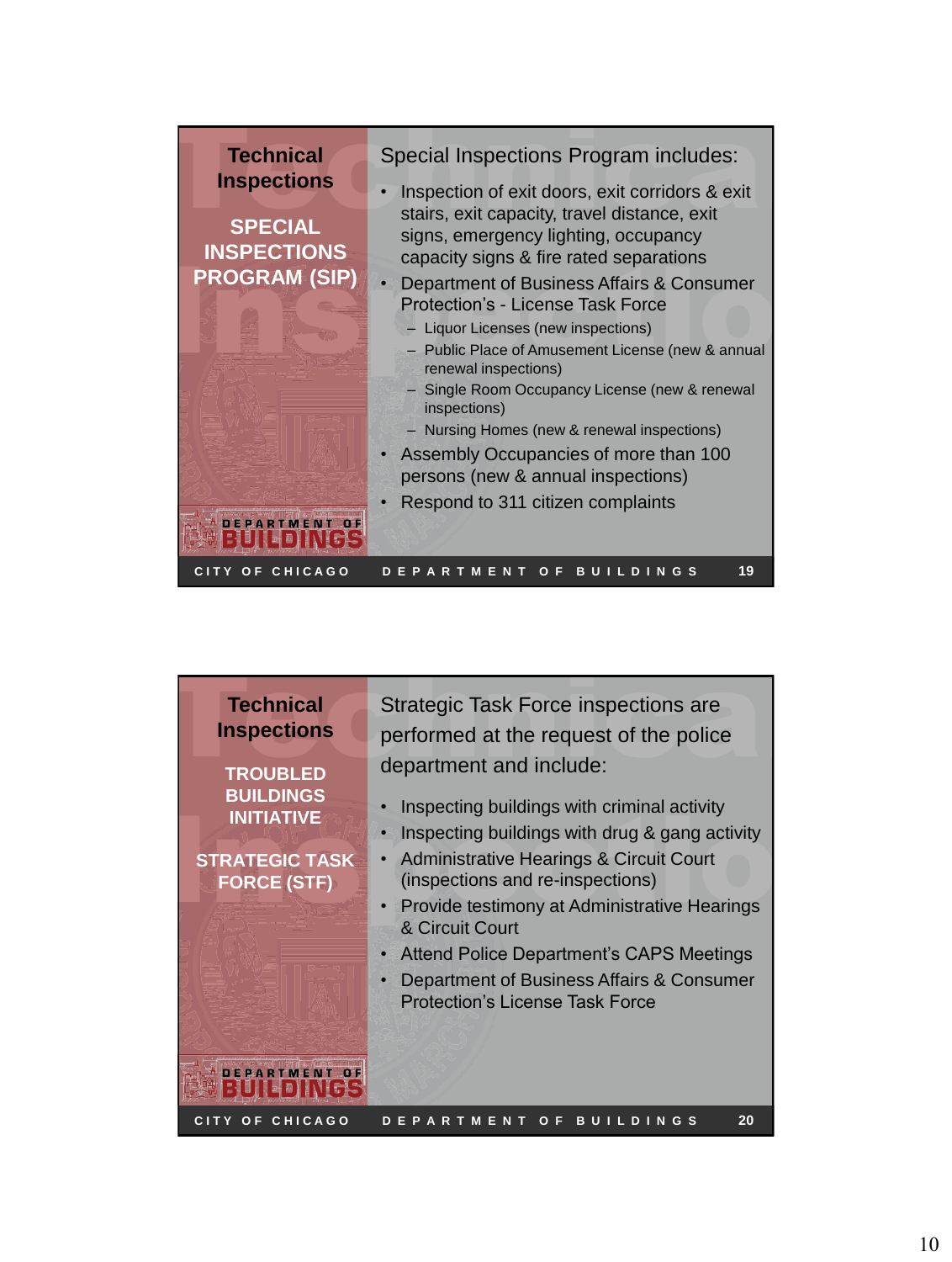## Technical Inspections

### SPECIAL INSPECTIONS PROGRAM (SIP)

Special Inspections Program includes:

- Inspection of exit doors, exit corridors & exit stairs, exit capacity, travel distance, exit signs, emergency lighting, occupancy capacity signs & fire rated separations
- Department of Business Affairs & Consumer Protection's - License Task Force
  - Liquor Licenses (new inspections)
  - Public Place of Amusement License (new & annual renewal inspections)
  - Single Room Occupancy License (new & renewal inspections)
  - Nursing Homes (new & renewal inspections)
- Assembly Occupancies of more than 100 persons (new & annual inspections)
- Respond to 311 citizen complaints

DEPARTMENT OF BUILDINGS

CITY OF CHICAGO — DEPARTMENT OF BUILDINGS — 19

## Technical Inspections

### TROUBLED BUILDINGS INITIATIVE

### STRATEGIC TASK FORCE (STF)

Strategic Task Force inspections are performed at the request of the police department and include:

- Inspecting buildings with criminal activity
- Inspecting buildings with drug & gang activity
- Administrative Hearings & Circuit Court (inspections and re-inspections)
- Provide testimony at Administrative Hearings & Circuit Court
- Attend Police Department's CAPS Meetings
- Department of Business Affairs & Consumer Protection's License Task Force

DEPARTMENT OF BUILDINGS

CITY OF CHICAGO — DEPARTMENT OF BUILDINGS — 20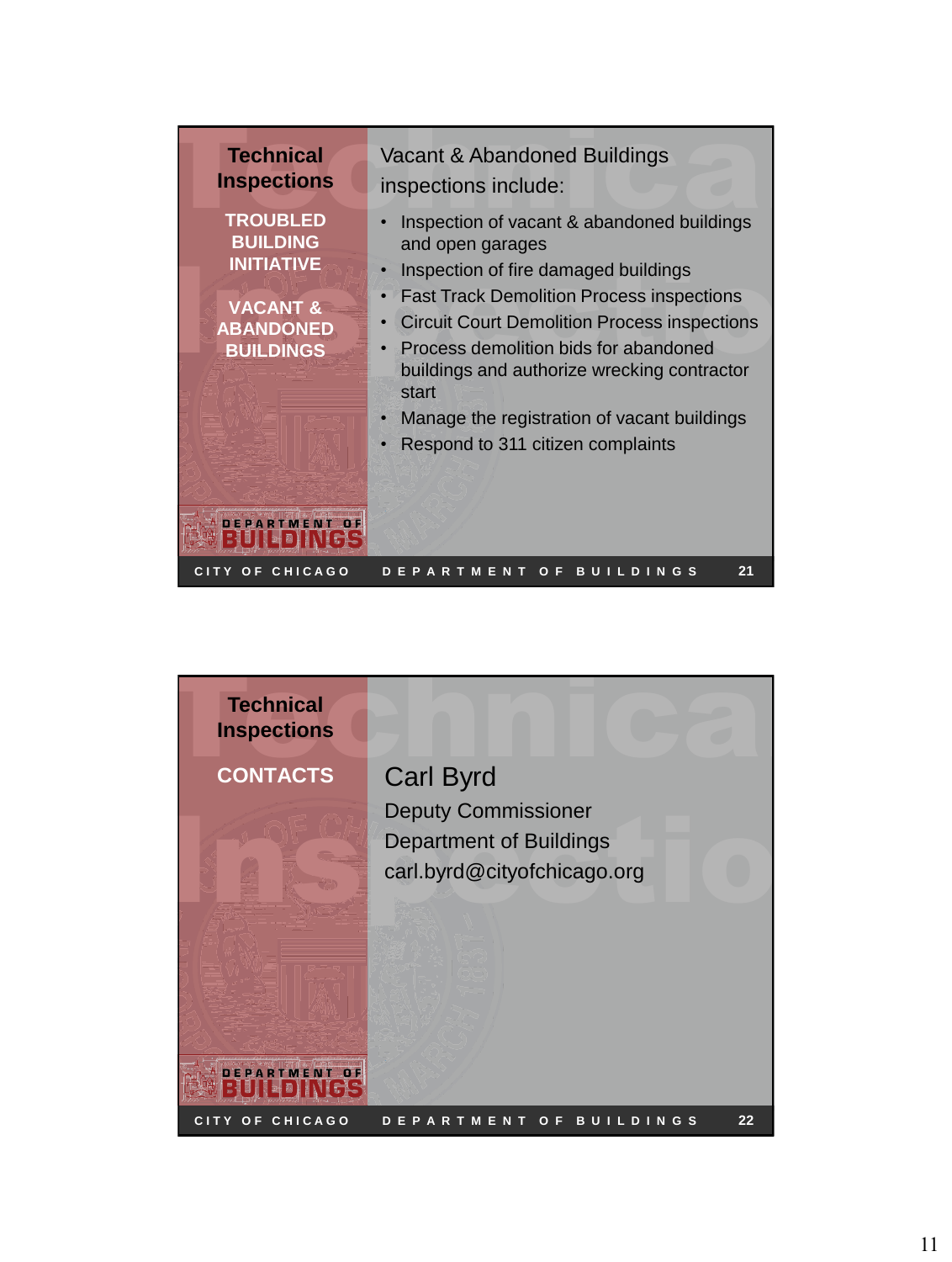## Technical Inspections

**TROUBLED BUILDING INITIATIVE**

**VACANT & ABANDONED BUILDINGS**

Vacant & Abandoned Buildings inspections include:

- Inspection of vacant & abandoned buildings and open garages
- Inspection of fire damaged buildings
- Fast Track Demolition Process inspections
- Circuit Court Demolition Process inspections
- Process demolition bids for abandoned buildings and authorize wrecking contractor start
- Manage the registration of vacant buildings
- Respond to 311 citizen complaints

## Technical Inspections

**CONTACTS**

Carl Byrd
Deputy Commissioner
Department of Buildings
carl.byrd@cityofchicago.org